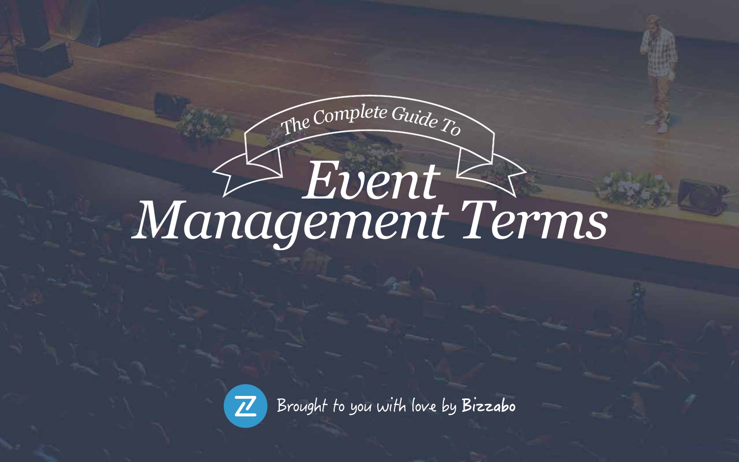*The Complete Guide To*

# *Event Management Terms*

Brought to you with love by **Bizzabo**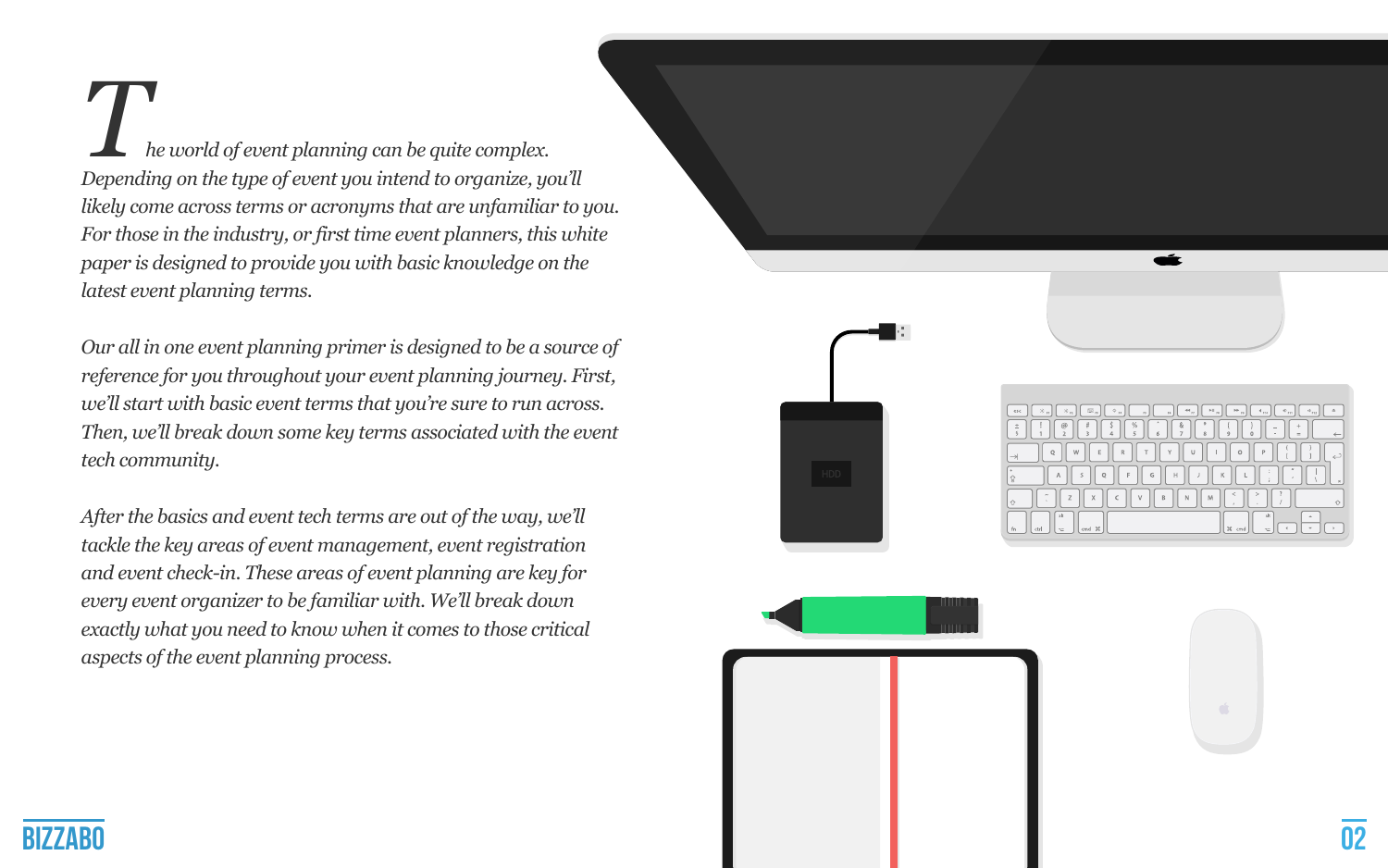*The world of event planning can be quite complex. Depending on the type of event you intend to organize, you'll likely come across terms or acronyms that are unfamiliar to you. For those in the industry, or first time event planners, this white paper is designed to provide you with basic knowledge on the latest event planning terms.*

*Our all in one event planning primer is designed to be a source of reference for you throughout your event planning journey. First, we'll start with basic event terms that you're sure to run across. Then, we'll break down some key terms associated with the event tech community.*

*After the basics and event tech terms are out of the way, we'll tackle the key areas of event management, event registration and event check-in. These areas of event planning are key for every event organizer to be familiar with. We'll break down exactly what you need to know when it comes to those critical aspects of the event planning process.*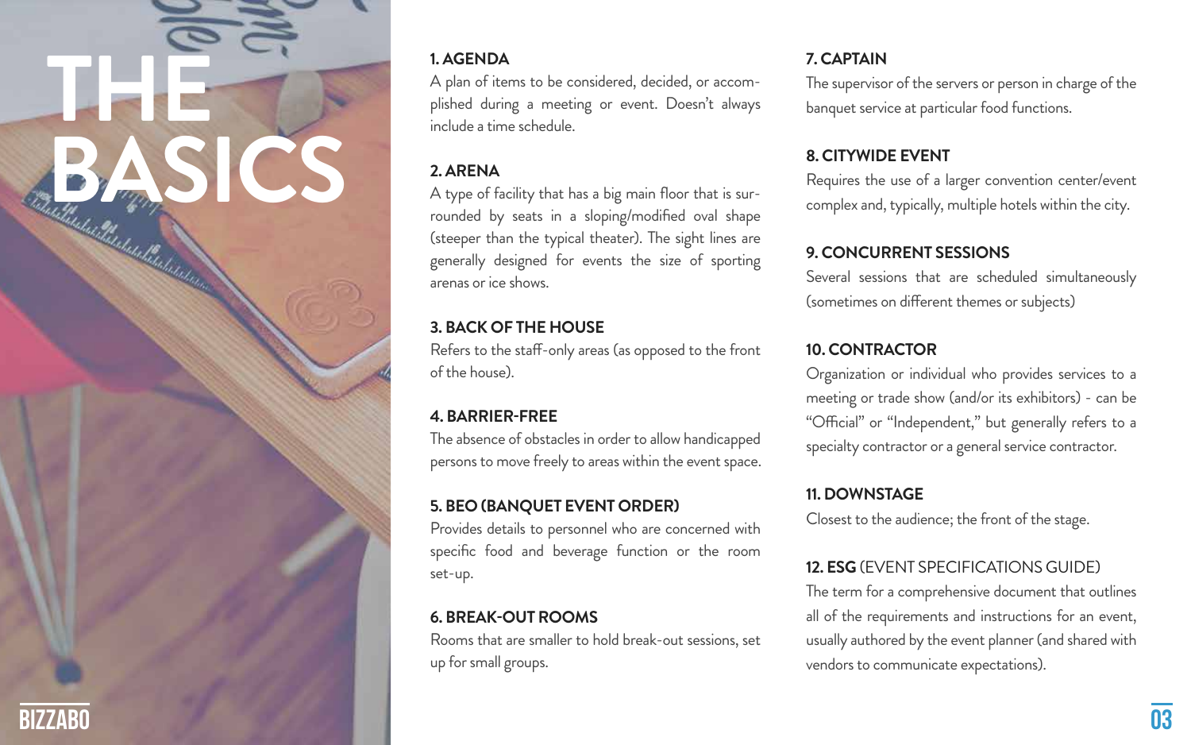# THE BASICS

### 1. AGENDA

A plan of items to be considered, decided, or accomplished during a meeting or event. Doesn't always include a time schedule.

### 2. ARENA

A type of facility that has a big main floor that is surrounded by seats in a sloping/modified oval shape (steeper than the typical theater). The sight lines are generally designed for events the size of sporting arenas or ice shows.

### 3. BACK OF THE HOUSE

Refers to the staff-only areas (as opposed to the front of the house).

### 4. BARRIER-FREE

The absence of obstacles in order to allow handicapped persons to move freely to areas within the event space.

### 5. BEO (BANQUET EVENT ORDER)

Provides details to personnel who are concerned with specific food and beverage function or the room set-up.

### 6. BREAK-OUT ROOMS

Rooms that are smaller to hold break-out sessions, set up for small groups.

### 7. CAPTAIN

The supervisor of the servers or person in charge of the banquet service at particular food functions.

### 8. CITYWIDE EVENT

Requires the use of a larger convention center/event complex and, typically, multiple hotels within the city.

### 9. CONCURRENT SESSIONS

Several sessions that are scheduled simultaneously (sometimes on different themes or subjects)

### 10. CONTRACTOR

Organization or individual who provides services to a meeting or trade show (and/or its exhibitors) - can be "Official" or "Independent," but generally refers to a specialty contractor or a general service contractor.

### 11. DOWNSTAGE

Closest to the audience; the front of the stage.

### 12. ESG (EVENT SPECIFICATIONS GUIDE)

The term for a comprehensive document that outlines all of the requirements and instructions for an event, usually authored by the event planner (and shared with vendors to communicate expectations).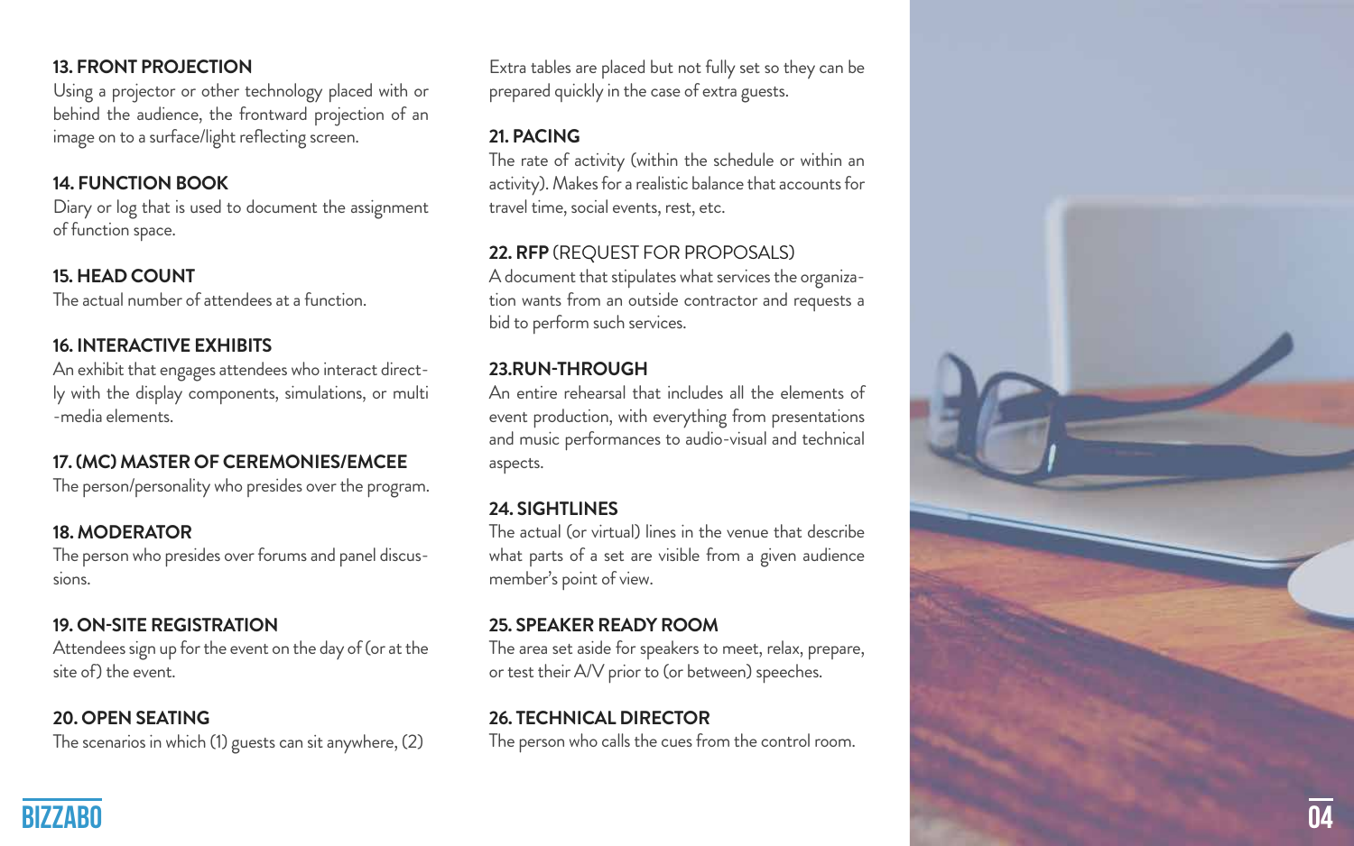### 13. FRONT PROJECTION

Using a projector or other technology placed with or behind the audience, the frontward projection of an image on to a surface/light reflecting screen.

### 14. FUNCTION BOOK

Diary or log that is used to document the assignment of function space.

### 15. HEAD COUNT

The actual number of attendees at a function.

### 16. INTERACTIVE EXHIBITS

An exhibit that engages attendees who interact directly with the display components, simulations, or multi-media elements.

### 17. (MC) MASTER OF CEREMONIES/EMCEE

The person/personality who presides over the program.

### 18. MODERATOR

The person who presides over forums and panel discussions.

### 19. ON-SITE REGISTRATION

Attendees sign up for the event on the day of (or at the site of) the event.

### 20. OPEN SEATING

The scenarios in which (1) guests can sit anywhere, (2) Extra tables are placed but not fully set so they can be prepared quickly in the case of extra guests.

### 21. PACING

The rate of activity (within the schedule or within an activity). Makes for a realistic balance that accounts for travel time, social events, rest, etc.

### 22. RFP (REQUEST FOR PROPOSALS)

A document that stipulates what services the organization wants from an outside contractor and requests a bid to perform such services.

### 23.RUN-THROUGH

An entire rehearsal that includes all the elements of event production, with everything from presentations and music performances to audio-visual and technical aspects.

### 24. SIGHTLINES

The actual (or virtual) lines in the venue that describe what parts of a set are visible from a given audience member's point of view.

### 25. SPEAKER READY ROOM

The area set aside for speakers to meet, relax, prepare, or test their A/V prior to (or between) speeches.

### 26. TECHNICAL DIRECTOR

The person who calls the cues from the control room.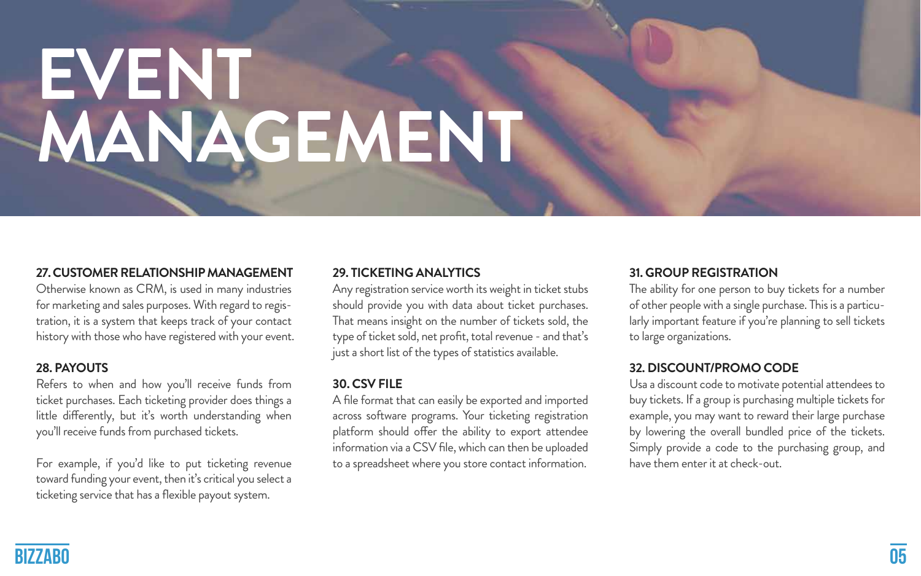# EVENT MANAGEMENT

### 27. CUSTOMER RELATIONSHIP MANAGEMENT

Otherwise known as CRM, is used in many industries for marketing and sales purposes. With regard to registration, it is a system that keeps track of your contact history with those who have registered with your event.

### 28. PAYOUTS

Refers to when and how you'll receive funds from ticket purchases. Each ticketing provider does things a little differently, but it's worth understanding when you'll receive funds from purchased tickets.

For example, if you'd like to put ticketing revenue toward funding your event, then it's critical you select a ticketing service that has a flexible payout system.

### 29. TICKETING ANALYTICS

Any registration service worth its weight in ticket stubs should provide you with data about ticket purchases. That means insight on the number of tickets sold, the type of ticket sold, net profit, total revenue - and that's just a short list of the types of statistics available.

### 30. CSV FILE

A file format that can easily be exported and imported across software programs. Your ticketing registration platform should offer the ability to export attendee information via a CSV file, which can then be uploaded to a spreadsheet where you store contact information.

### 31. GROUP REGISTRATION

The ability for one person to buy tickets for a number of other people with a single purchase. This is a particularly important feature if you're planning to sell tickets to large organizations.

### 32. DISCOUNT/PROMO CODE

Usa a discount code to motivate potential attendees to buy tickets. If a group is purchasing multiple tickets for example, you may want to reward their large purchase by lowering the overall bundled price of the tickets. Simply provide a code to the purchasing group, and have them enter it at check-out.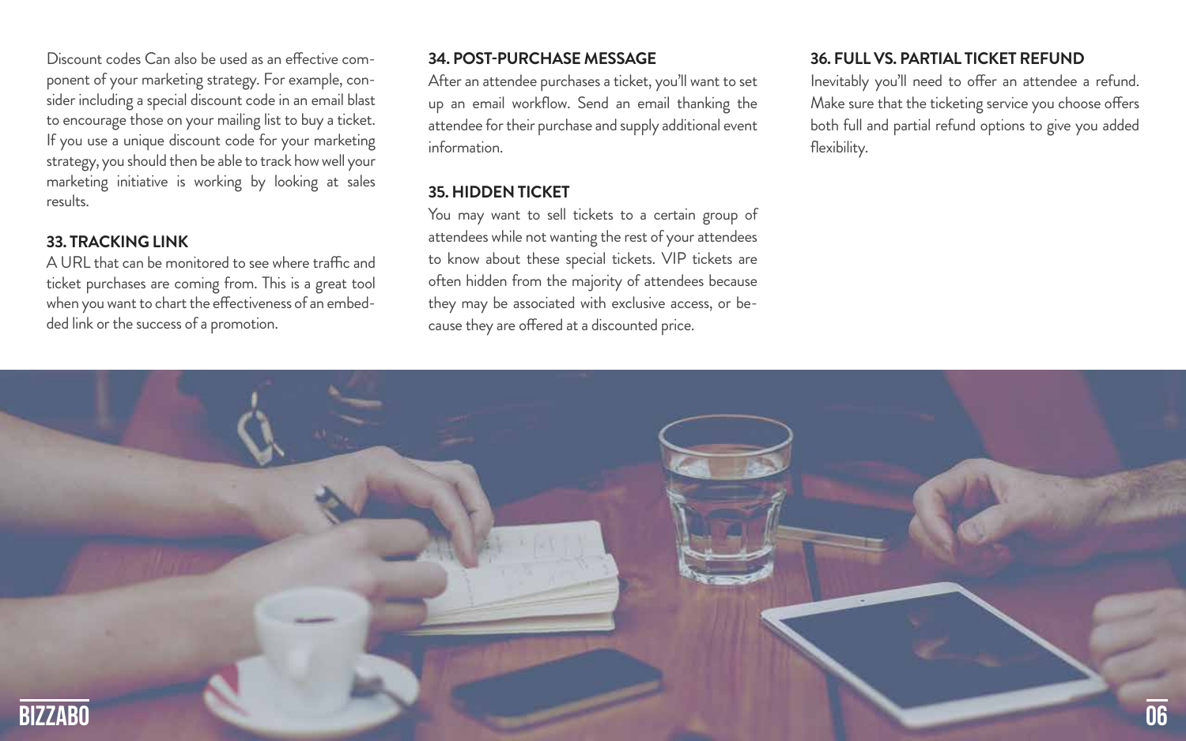Discount codes Can also be used as an effective component of your marketing strategy. For example, consider including a special discount code in an email blast to encourage those on your mailing list to buy a ticket. If you use a unique discount code for your marketing strategy, you should then be able to track how well your marketing initiative is working by looking at sales results.

### 33. TRACKING LINK

A URL that can be monitored to see where traffic and ticket purchases are coming from. This is a great tool when you want to chart the effectiveness of an embedded link or the success of a promotion.

### 34. POST-PURCHASE MESSAGE

After an attendee purchases a ticket, you'll want to set up an email workflow. Send an email thanking the attendee for their purchase and supply additional event information.

### 35. HIDDEN TICKET

You may want to sell tickets to a certain group of attendees while not wanting the rest of your attendees to know about these special tickets. VIP tickets are often hidden from the majority of attendees because they may be associated with exclusive access, or because they are offered at a discounted price.

### 36. FULL VS. PARTIAL TICKET REFUND

Inevitably you'll need to offer an attendee a refund. Make sure that the ticketing service you choose offers both full and partial refund options to give you added flexibility.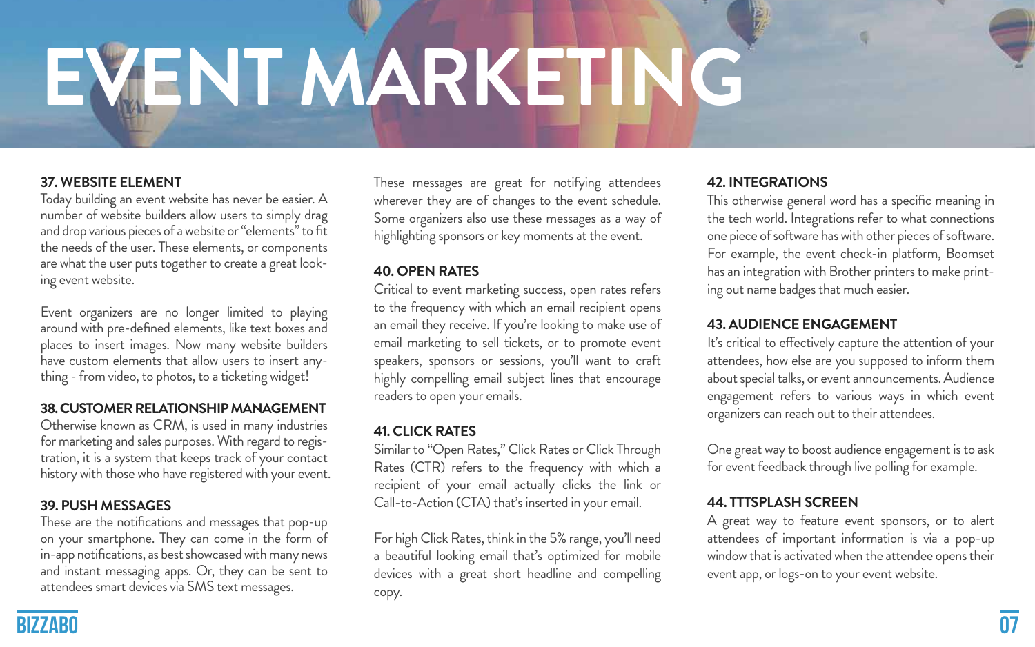# EVENT MARKETING

### 37. WEBSITE ELEMENT

Today building an event website has never be easier. A number of website builders allow users to simply drag and drop various pieces of a website or "elements" to fit the needs of the user. These elements, or components are what the user puts together to create a great looking event website.

Event organizers are no longer limited to playing around with pre-defined elements, like text boxes and places to insert images. Now many website builders have custom elements that allow users to insert anything - from video, to photos, to a ticketing widget!

### 38. CUSTOMER RELATIONSHIP MANAGEMENT

Otherwise known as CRM, is used in many industries for marketing and sales purposes. With regard to registration, it is a system that keeps track of your contact history with those who have registered with your event.

### 39. PUSH MESSAGES

These are the notifications and messages that pop-up on your smartphone. They can come in the form of in-app notifications, as best showcased with many news and instant messaging apps. Or, they can be sent to attendees smart devices via SMS text messages.

These messages are great for notifying attendees wherever they are of changes to the event schedule. Some organizers also use these messages as a way of highlighting sponsors or key moments at the event.

### 40. OPEN RATES

Critical to event marketing success, open rates refers to the frequency with which an email recipient opens an email they receive. If you're looking to make use of email marketing to sell tickets, or to promote event speakers, sponsors or sessions, you'll want to craft highly compelling email subject lines that encourage readers to open your emails.

### 41. CLICK RATES

Similar to "Open Rates," Click Rates or Click Through Rates (CTR) refers to the frequency with which a recipient of your email actually clicks the link or Call-to-Action (CTA) that's inserted in your email.

For high Click Rates, think in the 5% range, you'll need a beautiful looking email that's optimized for mobile devices with a great short headline and compelling copy.

### 42. INTEGRATIONS

This otherwise general word has a specific meaning in the tech world. Integrations refer to what connections one piece of software has with other pieces of software. For example, the event check-in platform, Boomset has an integration with Brother printers to make printing out name badges that much easier.

### 43. AUDIENCE ENGAGEMENT

It's critical to effectively capture the attention of your attendees, how else are you supposed to inform them about special talks, or event announcements. Audience engagement refers to various ways in which event organizers can reach out to their attendees.

One great way to boost audience engagement is to ask for event feedback through live polling for example.

### 44. TTTSPLASH SCREEN

A great way to feature event sponsors, or to alert attendees of important information is via a pop-up window that is activated when the attendee opens their event app, or logs-on to your event website.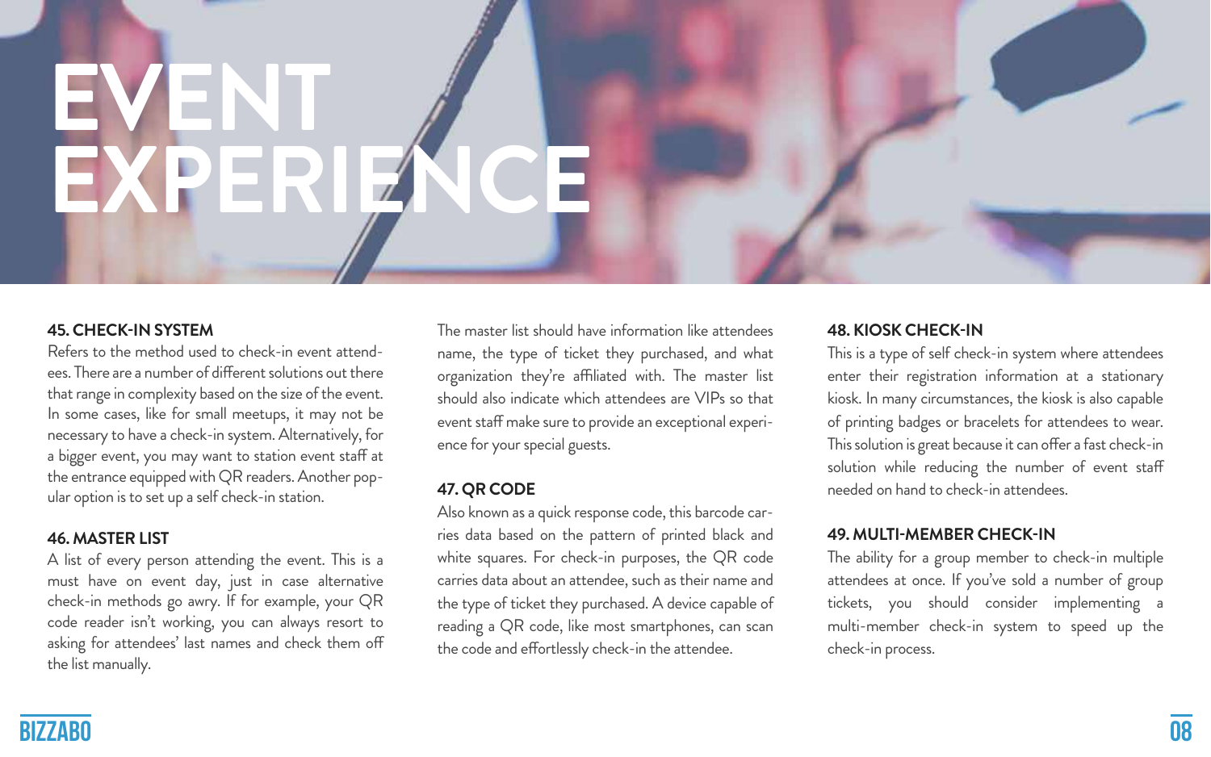# EVENT EXPERIENCE

### 45. CHECK-IN SYSTEM

Refers to the method used to check-in event attendees. There are a number of different solutions out there that range in complexity based on the size of the event. In some cases, like for small meetups, it may not be necessary to have a check-in system. Alternatively, for a bigger event, you may want to station event staff at the entrance equipped with QR readers. Another popular option is to set up a self check-in station.

### 46. MASTER LIST

A list of every person attending the event. This is a must have on event day, just in case alternative check-in methods go awry. If for example, your QR code reader isn't working, you can always resort to asking for attendees' last names and check them off the list manually.

The master list should have information like attendees name, the type of ticket they purchased, and what organization they're affiliated with. The master list should also indicate which attendees are VIPs so that event staff make sure to provide an exceptional experience for your special guests.

### 47. QR CODE

Also known as a quick response code, this barcode carries data based on the pattern of printed black and white squares. For check-in purposes, the QR code carries data about an attendee, such as their name and the type of ticket they purchased. A device capable of reading a QR code, like most smartphones, can scan the code and effortlessly check-in the attendee.

### 48. KIOSK CHECK-IN

This is a type of self check-in system where attendees enter their registration information at a stationary kiosk. In many circumstances, the kiosk is also capable of printing badges or bracelets for attendees to wear. This solution is great because it can offer a fast check-in solution while reducing the number of event staff needed on hand to check-in attendees.

### 49. MULTI-MEMBER CHECK-IN

The ability for a group member to check-in multiple attendees at once. If you've sold a number of group tickets, you should consider implementing a multi-member check-in system to speed up the check-in process.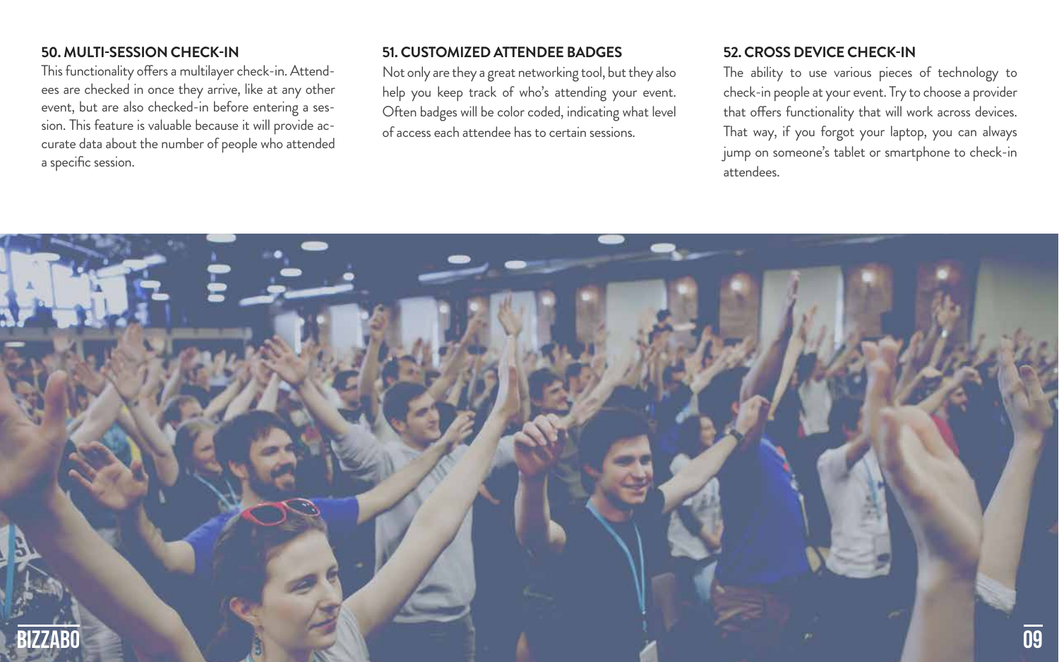### 50. MULTI-SESSION CHECK-IN

This functionality offers a multilayer check-in. Attendees are checked in once they arrive, like at any other event, but are also checked-in before entering a session. This feature is valuable because it will provide accurate data about the number of people who attended a specific session.

### 51. CUSTOMIZED ATTENDEE BADGES

Not only are they a great networking tool, but they also help you keep track of who's attending your event. Often badges will be color coded, indicating what level of access each attendee has to certain sessions.

### 52. CROSS DEVICE CHECK-IN

The ability to use various pieces of technology to check-in people at your event. Try to choose a provider that offers functionality that will work across devices. That way, if you forgot your laptop, you can always jump on someone's tablet or smartphone to check-in attendees.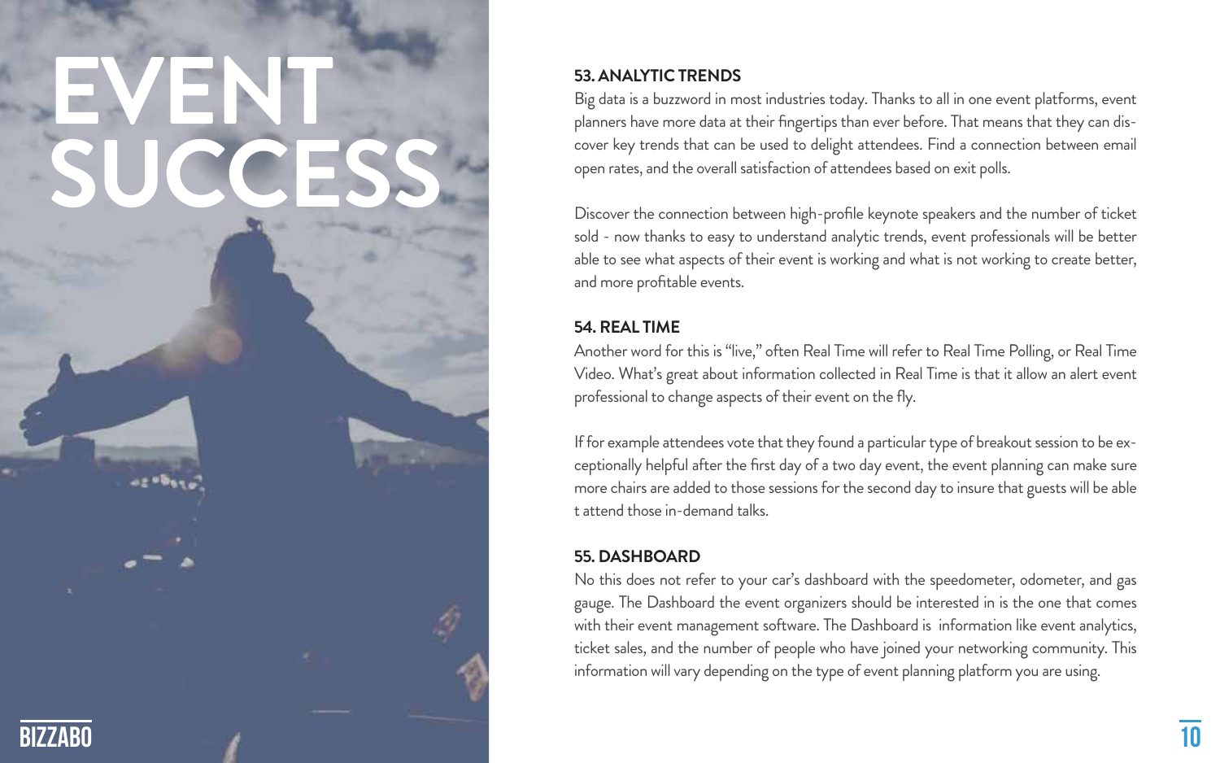# EVENT SUCCESS

### 53. ANALYTIC TRENDS

Big data is a buzzword in most industries today. Thanks to all in one event platforms, event planners have more data at their fingertips than ever before. That means that they can discover key trends that can be used to delight attendees. Find a connection between email open rates, and the overall satisfaction of attendees based on exit polls.

Discover the connection between high-profile keynote speakers and the number of ticket sold - now thanks to easy to understand analytic trends, event professionals will be better able to see what aspects of their event is working and what is not working to create better, and more profitable events.

### 54. REAL TIME

Another word for this is "live," often Real Time will refer to Real Time Polling, or Real Time Video. What's great about information collected in Real Time is that it allow an alert event professional to change aspects of their event on the fly.

If for example attendees vote that they found a particular type of breakout session to be exceptionally helpful after the first day of a two day event, the event planning can make sure more chairs are added to those sessions for the second day to insure that guests will be able t attend those in-demand talks.

### 55. DASHBOARD

No this does not refer to your car's dashboard with the speedometer, odometer, and gas gauge. The Dashboard the event organizers should be interested in is the one that comes with their event management software. The Dashboard is information like event analytics, ticket sales, and the number of people who have joined your networking community. This information will vary depending on the type of event planning platform you are using.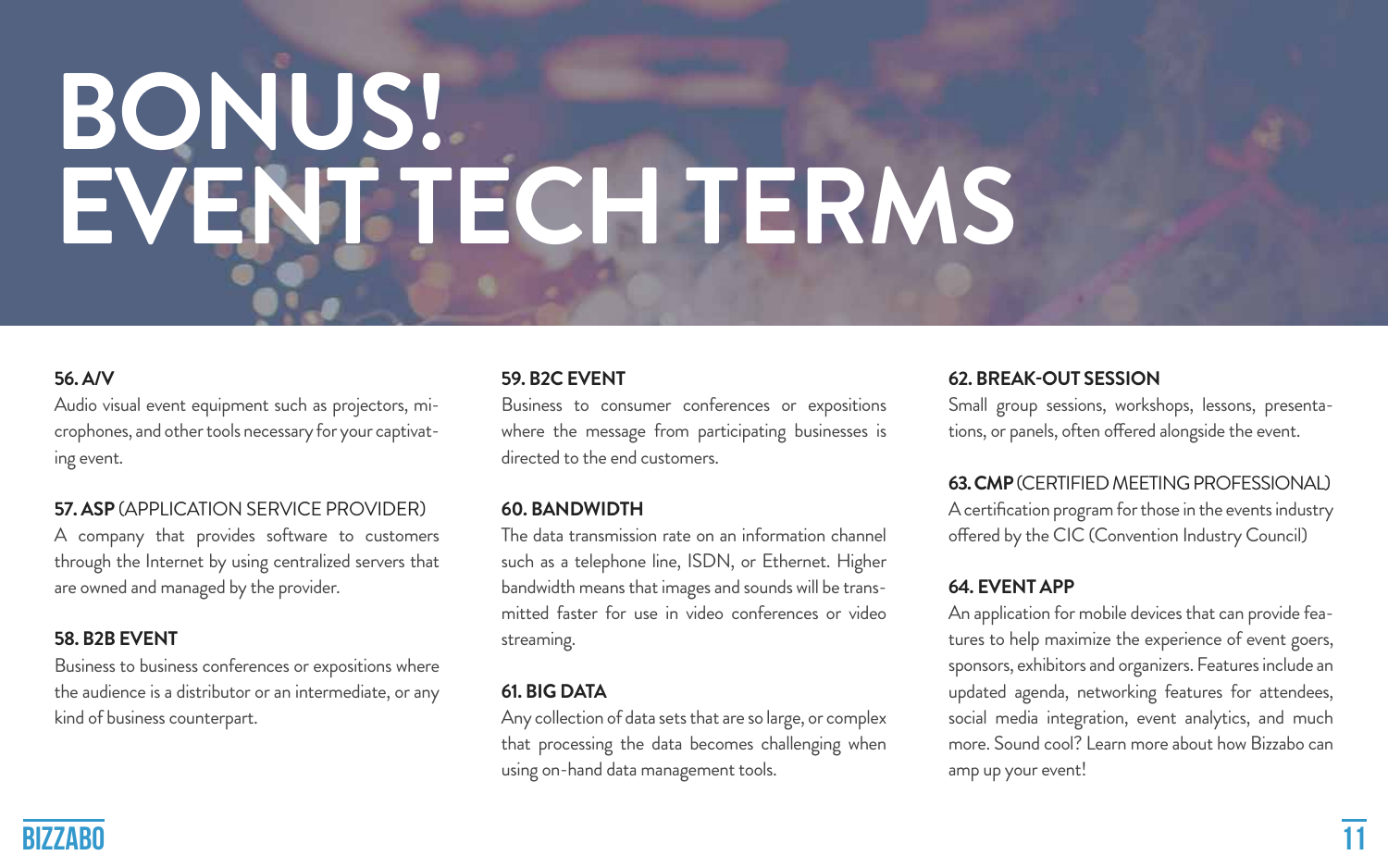# BONUS! EVENT TECH TERMS

**56. A/V**
Audio visual event equipment such as projectors, microphones, and other tools necessary for your captivating event.

**57. ASP** (APPLICATION SERVICE PROVIDER)
A company that provides software to customers through the Internet by using centralized servers that are owned and managed by the provider.

**58. B2B EVENT**
Business to business conferences or expositions where the audience is a distributor or an intermediate, or any kind of business counterpart.

**59. B2C EVENT**
Business to consumer conferences or expositions where the message from participating businesses is directed to the end customers.

**60. BANDWIDTH**
The data transmission rate on an information channel such as a telephone line, ISDN, or Ethernet. Higher bandwidth means that images and sounds will be transmitted faster for use in video conferences or video streaming.

**61. BIG DATA**
Any collection of data sets that are so large, or complex that processing the data becomes challenging when using on-hand data management tools.

**62. BREAK-OUT SESSION**
Small group sessions, workshops, lessons, presentations, or panels, often offered alongside the event.

**63. CMP** (CERTIFIED MEETING PROFESSIONAL)
A certification program for those in the events industry offered by the CIC (Convention Industry Council)

**64. EVENT APP**
An application for mobile devices that can provide features to help maximize the experience of event goers, sponsors, exhibitors and organizers. Features include an updated agenda, networking features for attendees, social media integration, event analytics, and much more. Sound cool? Learn more about how Bizzabo can amp up your event!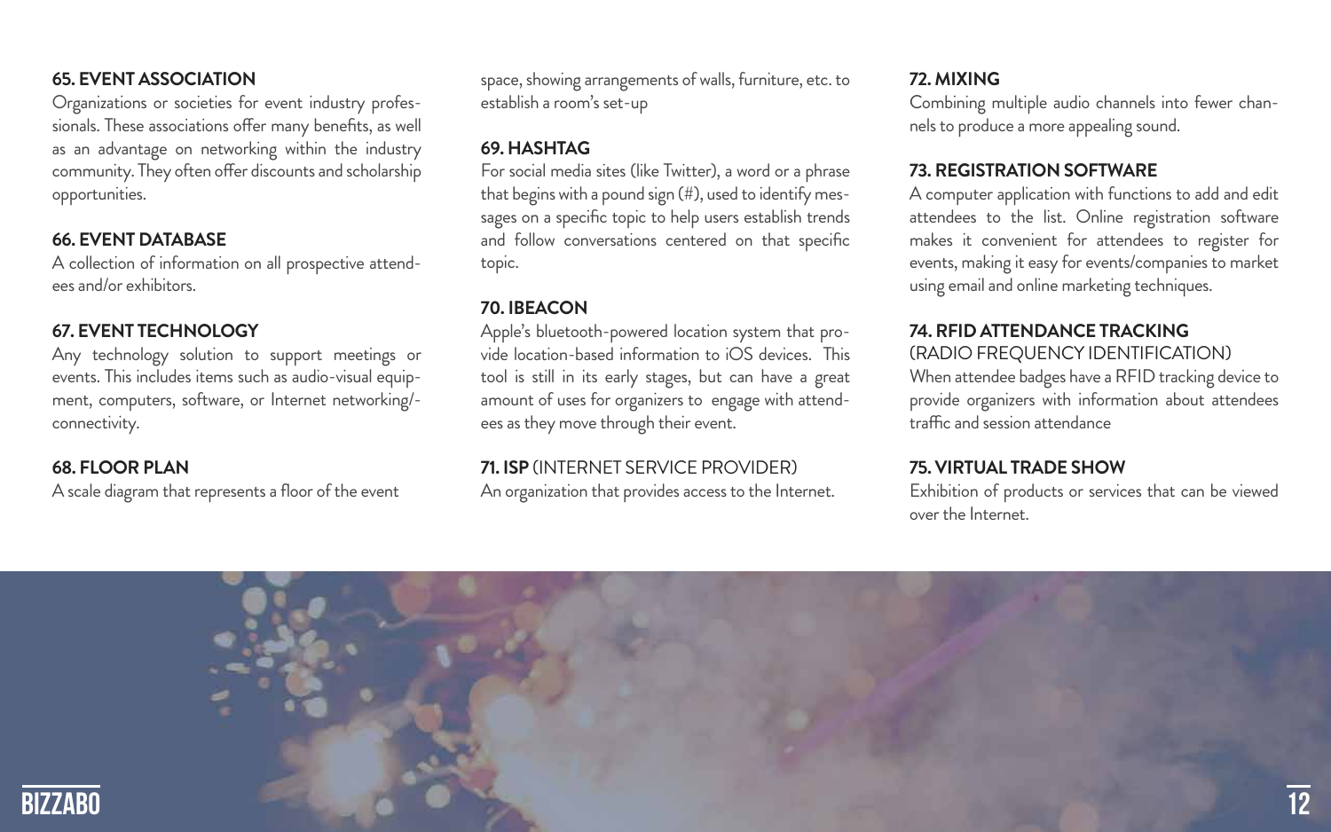### 65. EVENT ASSOCIATION

Organizations or societies for event industry professionals. These associations offer many benefits, as well as an advantage on networking within the industry community. They often offer discounts and scholarship opportunities.

### 66. EVENT DATABASE

A collection of information on all prospective attendees and/or exhibitors.

### 67. EVENT TECHNOLOGY

Any technology solution to support meetings or events. This includes items such as audio-visual equipment, computers, software, or Internet networking/-connectivity.

### 68. FLOOR PLAN

A scale diagram that represents a floor of the event space, showing arrangements of walls, furniture, etc. to establish a room's set-up

### 69. HASHTAG

For social media sites (like Twitter), a word or a phrase that begins with a pound sign (#), used to identify messages on a specific topic to help users establish trends and follow conversations centered on that specific topic.

### 70. IBEACON

Apple's bluetooth-powered location system that provide location-based information to iOS devices. This tool is still in its early stages, but can have a great amount of uses for organizers to engage with attendees as they move through their event.

### 71. ISP (INTERNET SERVICE PROVIDER)

An organization that provides access to the Internet.

### 72. MIXING

Combining multiple audio channels into fewer channels to produce a more appealing sound.

### 73. REGISTRATION SOFTWARE

A computer application with functions to add and edit attendees to the list. Online registration software makes it convenient for attendees to register for events, making it easy for events/companies to market using email and online marketing techniques.

### 74. RFID ATTENDANCE TRACKING (RADIO FREQUENCY IDENTIFICATION)

When attendee badges have a RFID tracking device to provide organizers with information about attendees traffic and session attendance

### 75. VIRTUAL TRADE SHOW

Exhibition of products or services that can be viewed over the Internet.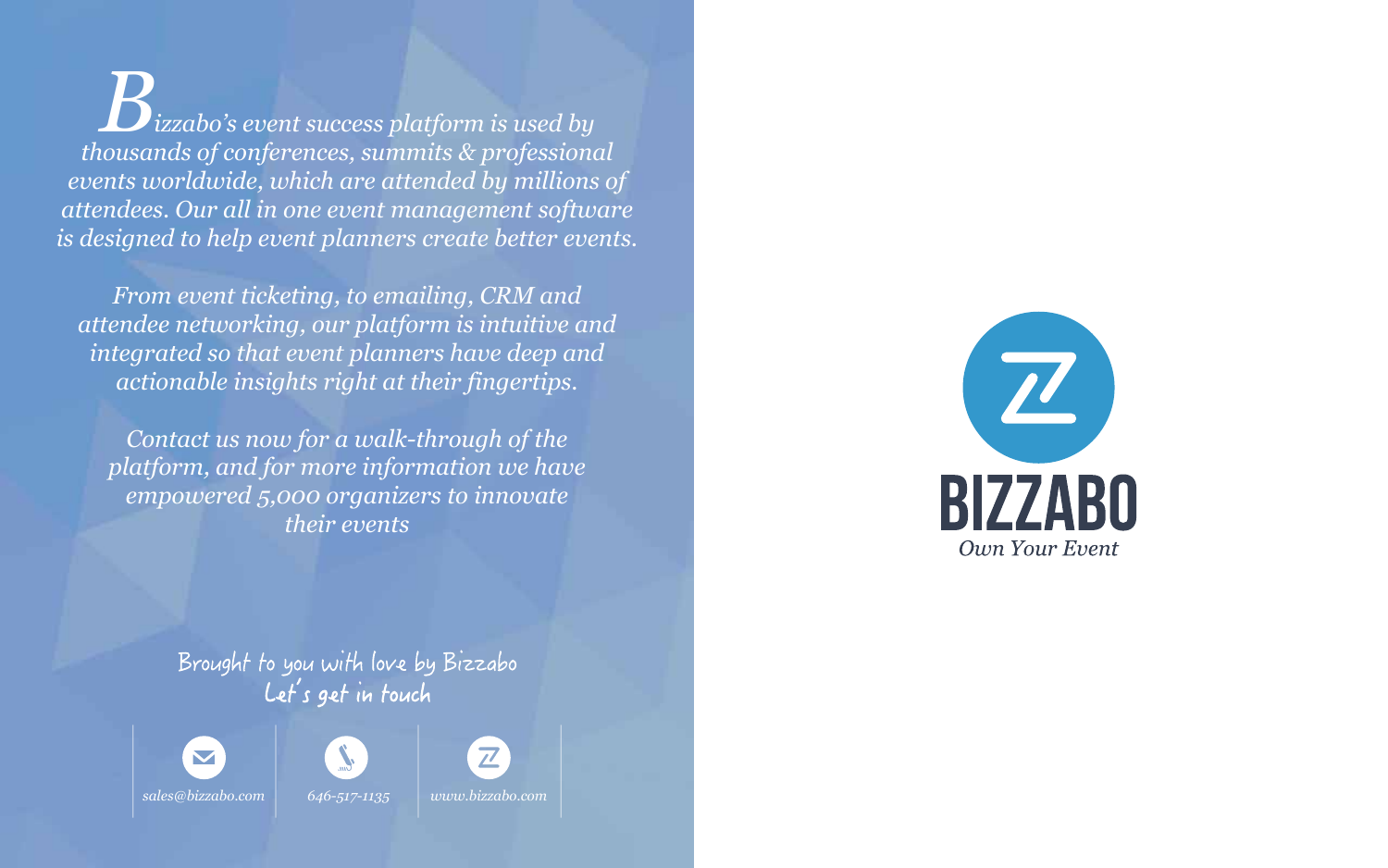*Bizzabo's event success platform is used by thousands of conferences, summits & professional events worldwide, which are attended by millions of attendees. Our all in one event management software is designed to help event planners create better events.*

*From event ticketing, to emailing, CRM and attendee networking, our platform is intuitive and integrated so that event planners have deep and actionable insights right at their fingertips.*

*Contact us now for a walk-through of the platform, and for more information we have empowered 5,000 organizers to innovate their events*

Brought to you with love by Bizzabo
Let's get in touch

*sales@bizzabo.com* | *646-517-1135* | *www.bizzabo.com*

BIZZABO

*Own Your Event*